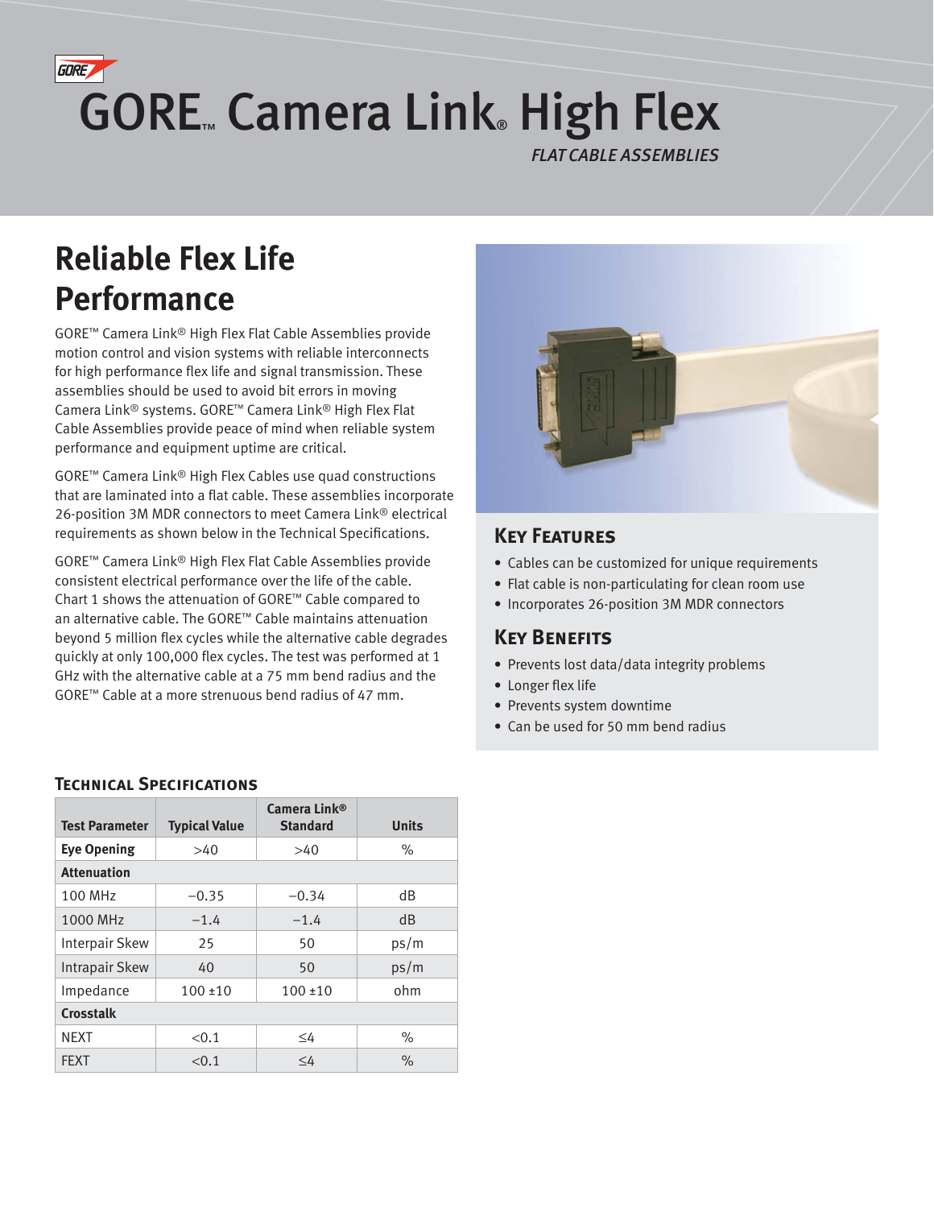# GORE™ Camera Link® High Flex

*FLAT CABLE ASSEMBLIES*

## Reliable Flex Life Performance

GORE™ Camera Link® High Flex Flat Cable Assemblies provide motion control and vision systems with reliable interconnects for high performance flex life and signal transmission. These assemblies should be used to avoid bit errors in moving Camera Link® systems. GORE™ Camera Link® High Flex Flat Cable Assemblies provide peace of mind when reliable system performance and equipment uptime are critical.

GORE™ Camera Link® High Flex Cables use quad constructions that are laminated into a flat cable. These assemblies incorporate 26-position 3M MDR connectors to meet Camera Link® electrical requirements as shown below in the Technical Specifications.

GORE™ Camera Link® High Flex Flat Cable Assemblies provide consistent electrical performance over the life of the cable. Chart 1 shows the attenuation of GORE™ Cable compared to an alternative cable. The GORE™ Cable maintains attenuation beyond 5 million flex cycles while the alternative cable degrades quickly at only 100,000 flex cycles. The test was performed at 1 GHz with the alternative cable at a 75 mm bend radius and the GORE™ Cable at a more strenuous bend radius of 47 mm.

### Key Features

- Cables can be customized for unique requirements
- Flat cable is non-particulating for clean room use
- Incorporates 26-position 3M MDR connectors

### Key Benefits

- Prevents lost data/data integrity problems
- Longer flex life
- Prevents system downtime
- Can be used for 50 mm bend radius

### Technical Specifications

| Test Parameter | Typical Value | Camera Link® Standard | Units |
|---|---|---|---|
| **Eye Opening** | >40 | >40 | % |
| **Attenuation** | | | |
| 100 MHz | −0.35 | −0.34 | dB |
| 1000 MHz | −1.4 | −1.4 | dB |
| Interpair Skew | 25 | 50 | ps/m |
| Intrapair Skew | 40 | 50 | ps/m |
| Impedance | 100 ±10 | 100 ±10 | ohm |
| **Crosstalk** | | | |
| NEXT | <0.1 | ≤4 | % |
| FEXT | <0.1 | ≤4 | % |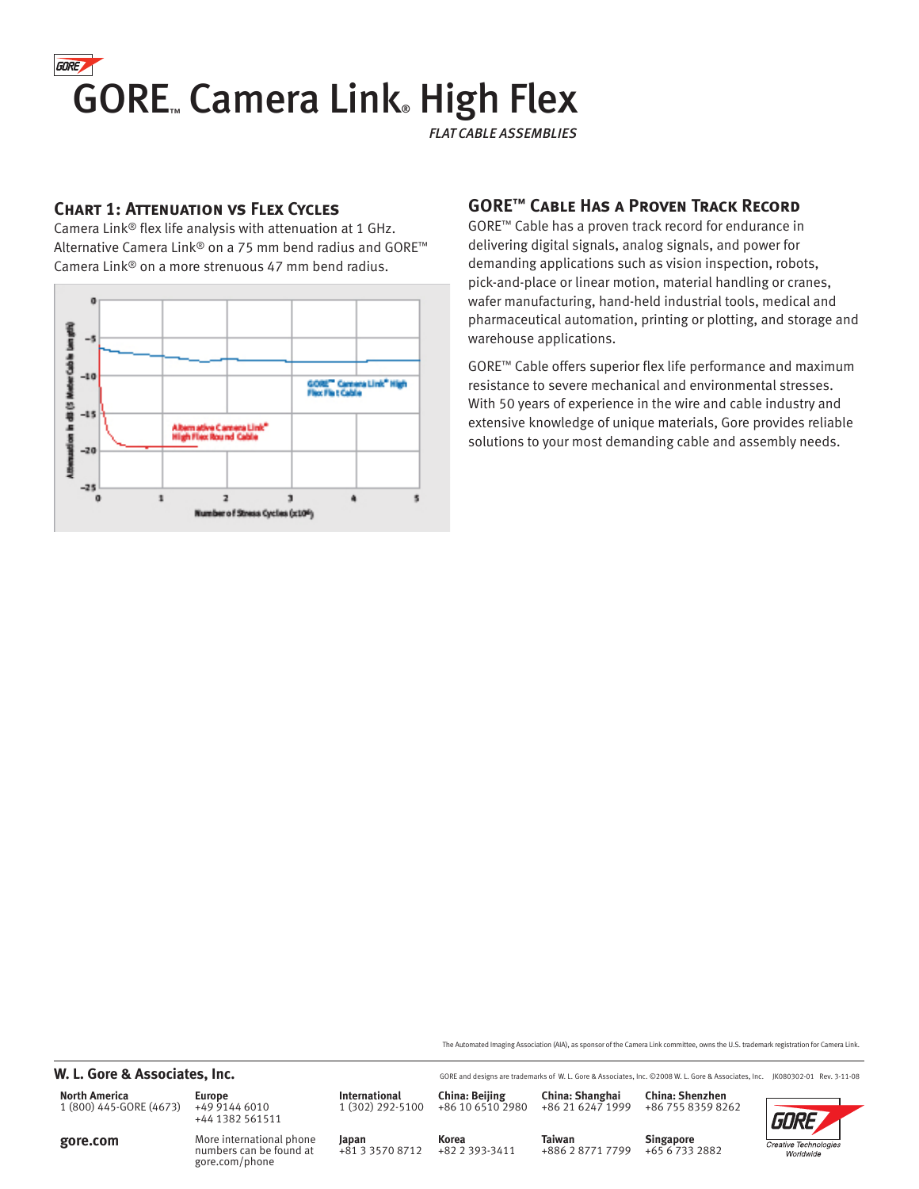# GORE™ Camera Link® High Flex

*FLAT CABLE ASSEMBLIES*

## Chart 1: Attenuation vs Flex Cycles

Camera Link® flex life analysis with attenuation at 1 GHz. Alternative Camera Link® on a 75 mm bend radius and GORE™ Camera Link® on a more strenuous 47 mm bend radius.

Attenuation in dB (5 Meter Cable Length)

0

-5

-10

-15

-20

-25

0 1 2 3 4 5

Number of Stress Cycles (x10⁶)

GORE™ Camera Link® High Flex Flat Cable

Alternative Camera Link® High Flex Round Cable

## GORE™ Cable Has a Proven Track Record

GORE™ Cable has a proven track record for endurance in delivering digital signals, analog signals, and power for demanding applications such as vision inspection, robots, pick-and-place or linear motion, material handling or cranes, wafer manufacturing, hand-held industrial tools, medical and pharmaceutical automation, printing or plotting, and storage and warehouse applications.

GORE™ Cable offers superior flex life performance and maximum resistance to severe mechanical and environmental stresses. With 50 years of experience in the wire and cable industry and extensive knowledge of unique materials, Gore provides reliable solutions to your most demanding cable and assembly needs.

The Automated Imaging Association (AIA), as sponsor of the Camera Link committee, owns the U.S. trademark registration for Camera Link.

**W. L. Gore & Associates, Inc.**

GORE and designs are trademarks of W. L. Gore & Associates, Inc. ©2008 W. L. Gore & Associates, Inc. JK080302-01 Rev. 3-11-08

**North America**
1 (800) 445-GORE (4673)

**gore.com**

**Europe**
+49 9144 6010
+44 1382 561511

More international phone numbers can be found at gore.com/phone

**International**
1 (302) 292-5100

**Japan**
+81 3 3570 8712

**China: Beijing**
+86 10 6510 2980

**Korea**
+82 2 393-3411

**China: Shanghai**
+86 21 6247 1999

**Taiwan**
+886 2 8771 7799

**China: Shenzhen**
+86 755 8359 8262

**Singapore**
+65 6 733 2882

GORE
Creative Technologies Worldwide